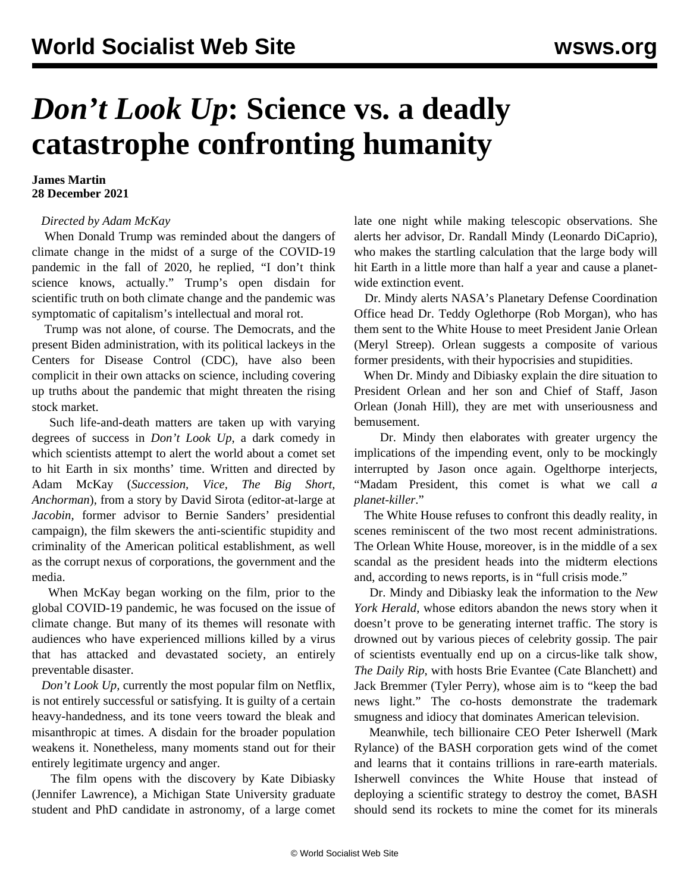# *Don't Look Up*: Science vs. a deadly catastrophe confronting humanity

**James Martin**
**28 December 2021**

*Directed by Adam McKay*

When Donald Trump was reminded about the dangers of climate change in the midst of a surge of the COVID-19 pandemic in the fall of 2020, he replied, "I don't think science knows, actually." Trump's open disdain for scientific truth on both climate change and the pandemic was symptomatic of capitalism's intellectual and moral rot.

Trump was not alone, of course. The Democrats, and the present Biden administration, with its political lackeys in the Centers for Disease Control (CDC), have also been complicit in their own attacks on science, including covering up truths about the pandemic that might threaten the rising stock market.

Such life-and-death matters are taken up with varying degrees of success in *Don't Look Up*, a dark comedy in which scientists attempt to alert the world about a comet set to hit Earth in six months' time. Written and directed by Adam McKay (*Succession, Vice, The Big Short, Anchorman*), from a story by David Sirota (editor-at-large at *Jacobin,* former advisor to Bernie Sanders' presidential campaign), the film skewers the anti-scientific stupidity and criminality of the American political establishment, as well as the corrupt nexus of corporations, the government and the media.

When McKay began working on the film, prior to the global COVID-19 pandemic, he was focused on the issue of climate change. But many of its themes will resonate with audiences who have experienced millions killed by a virus that has attacked and devastated society, an entirely preventable disaster.

*Don't Look Up,* currently the most popular film on Netflix, is not entirely successful or satisfying. It is guilty of a certain heavy-handedness, and its tone veers toward the bleak and misanthropic at times. A disdain for the broader population weakens it. Nonetheless, many moments stand out for their entirely legitimate urgency and anger.

The film opens with the discovery by Kate Dibiasky (Jennifer Lawrence), a Michigan State University graduate student and PhD candidate in astronomy, of a large comet late one night while making telescopic observations. She alerts her advisor, Dr. Randall Mindy (Leonardo DiCaprio), who makes the startling calculation that the large body will hit Earth in a little more than half a year and cause a planet-wide extinction event.

Dr. Mindy alerts NASA's Planetary Defense Coordination Office head Dr. Teddy Oglethorpe (Rob Morgan), who has them sent to the White House to meet President Janie Orlean (Meryl Streep). Orlean suggests a composite of various former presidents, with their hypocrisies and stupidities.

When Dr. Mindy and Dibiasky explain the dire situation to President Orlean and her son and Chief of Staff, Jason Orlean (Jonah Hill), they are met with unseriousness and bemusement.

Dr. Mindy then elaborates with greater urgency the implications of the impending event, only to be mockingly interrupted by Jason once again. Oglethorpe interjects, "Madam President, this comet is what we call *a planet-killer*."

The White House refuses to confront this deadly reality, in scenes reminiscent of the two most recent administrations. The Orlean White House, moreover, is in the middle of a sex scandal as the president heads into the midterm elections and, according to news reports, is in "full crisis mode."

Dr. Mindy and Dibiasky leak the information to the *New York Herald*, whose editors abandon the news story when it doesn't prove to be generating internet traffic. The story is drowned out by various pieces of celebrity gossip. The pair of scientists eventually end up on a circus-like talk show, *The Daily Rip*, with hosts Brie Evantee (Cate Blanchett) and Jack Bremmer (Tyler Perry), whose aim is to "keep the bad news light." The co-hosts demonstrate the trademark smugness and idiocy that dominates American television.

Meanwhile, tech billionaire CEO Peter Isherwell (Mark Rylance) of the BASH corporation gets wind of the comet and learns that it contains trillions in rare-earth materials. Isherwell convinces the White House that instead of deploying a scientific strategy to destroy the comet, BASH should send its rockets to mine the comet for its minerals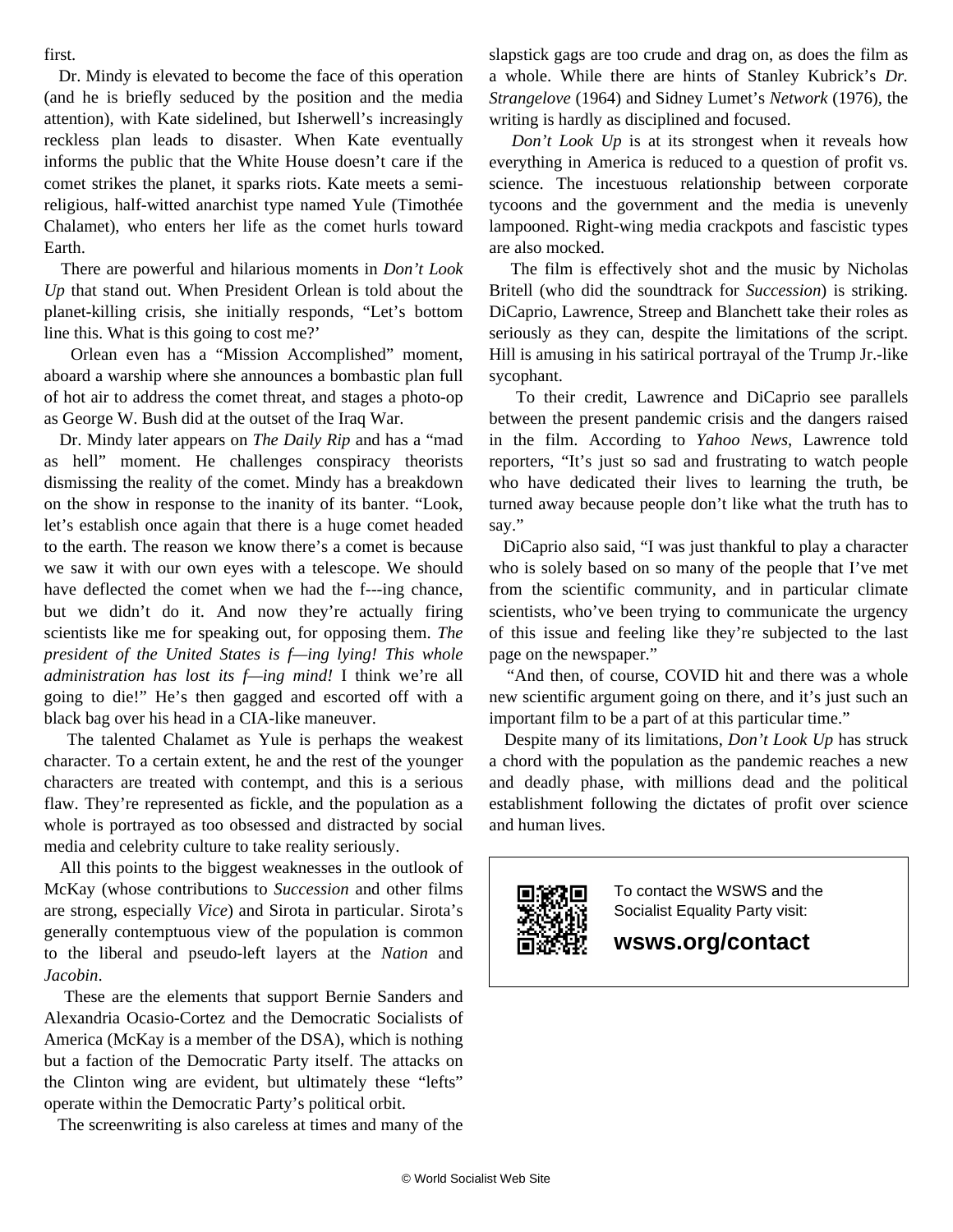first.

Dr. Mindy is elevated to become the face of this operation (and he is briefly seduced by the position and the media attention), with Kate sidelined, but Isherwell's increasingly reckless plan leads to disaster. When Kate eventually informs the public that the White House doesn't care if the comet strikes the planet, it sparks riots. Kate meets a semi-religious, half-witted anarchist type named Yule (Timothée Chalamet), who enters her life as the comet hurls toward Earth.

There are powerful and hilarious moments in *Don't Look Up* that stand out. When President Orlean is told about the planet-killing crisis, she initially responds, "Let's bottom line this. What is this going to cost me?'

Orlean even has a "Mission Accomplished" moment, aboard a warship where she announces a bombastic plan full of hot air to address the comet threat, and stages a photo-op as George W. Bush did at the outset of the Iraq War.

Dr. Mindy later appears on *The Daily Rip* and has a "mad as hell" moment. He challenges conspiracy theorists dismissing the reality of the comet. Mindy has a breakdown on the show in response to the inanity of its banter. "Look, let's establish once again that there is a huge comet headed to the earth. The reason we know there's a comet is because we saw it with our own eyes with a telescope. We should have deflected the comet when we had the f---ing chance, but we didn't do it. And now they're actually firing scientists like me for speaking out, for opposing them. *The president of the United States is f—ing lying! This whole administration has lost its f—ing mind!* I think we're all going to die!" He's then gagged and escorted off with a black bag over his head in a CIA-like maneuver.

The talented Chalamet as Yule is perhaps the weakest character. To a certain extent, he and the rest of the younger characters are treated with contempt, and this is a serious flaw. They're represented as fickle, and the population as a whole is portrayed as too obsessed and distracted by social media and celebrity culture to take reality seriously.

All this points to the biggest weaknesses in the outlook of McKay (whose contributions to *Succession* and other films are strong, especially *Vice*) and Sirota in particular. Sirota's generally contemptuous view of the population is common to the liberal and pseudo-left layers at the *Nation* and *Jacobin*.

These are the elements that support Bernie Sanders and Alexandria Ocasio-Cortez and the Democratic Socialists of America (McKay is a member of the DSA), which is nothing but a faction of the Democratic Party itself. The attacks on the Clinton wing are evident, but ultimately these "lefts" operate within the Democratic Party's political orbit.

The screenwriting is also careless at times and many of the slapstick gags are too crude and drag on, as does the film as a whole. While there are hints of Stanley Kubrick's *Dr. Strangelove* (1964) and Sidney Lumet's *Network* (1976), the writing is hardly as disciplined and focused.

*Don't Look Up* is at its strongest when it reveals how everything in America is reduced to a question of profit vs. science. The incestuous relationship between corporate tycoons and the government and the media is unevenly lampooned. Right-wing media crackpots and fascistic types are also mocked.

The film is effectively shot and the music by Nicholas Britell (who did the soundtrack for *Succession*) is striking. DiCaprio, Lawrence, Streep and Blanchett take their roles as seriously as they can, despite the limitations of the script. Hill is amusing in his satirical portrayal of the Trump Jr.-like sycophant.

To their credit, Lawrence and DiCaprio see parallels between the present pandemic crisis and the dangers raised in the film. According to *Yahoo News*, Lawrence told reporters, "It's just so sad and frustrating to watch people who have dedicated their lives to learning the truth, be turned away because people don't like what the truth has to say."

DiCaprio also said, "I was just thankful to play a character who is solely based on so many of the people that I've met from the scientific community, and in particular climate scientists, who've been trying to communicate the urgency of this issue and feeling like they're subjected to the last page on the newspaper."

"And then, of course, COVID hit and there was a whole new scientific argument going on there, and it's just such an important film to be a part of at this particular time."

Despite many of its limitations, *Don't Look Up* has struck a chord with the population as the pandemic reaches a new and deadly phase, with millions dead and the political establishment following the dictates of profit over science and human lives.

To contact the WSWS and the Socialist Equality Party visit:

**wsws.org/contact**